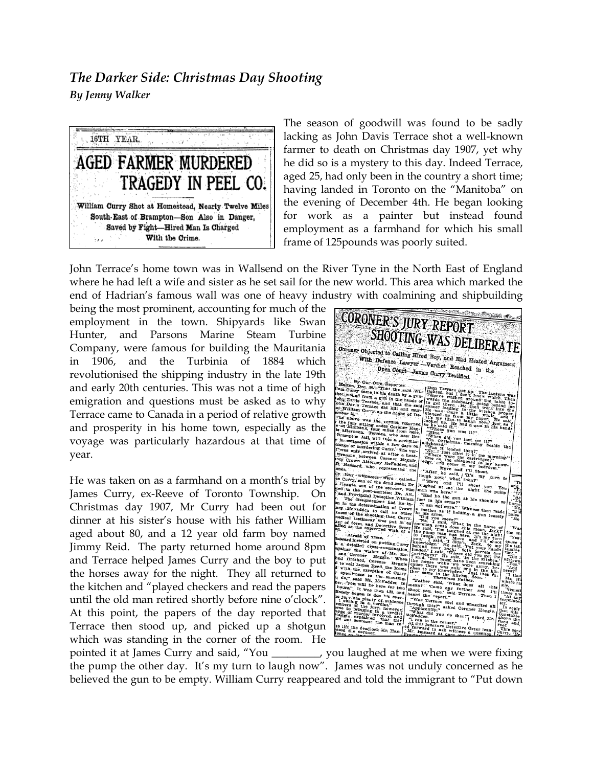## *The Darker Side: Christmas Day Shooting*

***By Jenny Walker***

16TH YEAR.

**AGED FARMER MURDERED TRAGEDY IN PEEL CO.**

William Curry Shot at Homestead, Nearly Twelve Miles South-East of Brampton—Son Also in Danger, Saved by Fight—Hired Man Is Charged With the Crime.

The season of goodwill was found to be sadly lacking as John Davis Terrace shot a well-known farmer to death on Christmas day 1907, yet why he did so is a mystery to this day. Indeed Terrace, aged 25, had only been in the country a short time; having landed in Toronto on the "Manitoba" on the evening of December 4th. He began looking for work as a painter but instead found employment as a farmhand for which his small frame of 125pounds was poorly suited.

John Terrace's home town was in Wallsend on the River Tyne in the North East of England where he had left a wife and sister as he set sail for the new world. This area which marked the end of Hadrian's famous wall was one of heavy industry with coalmining and shipbuilding being the most prominent, accounting for much of the employment in the town. Shipyards like Swan Hunter, and Parsons Marine Steam Turbine Company, were famous for building the Mauritania in 1906, and the Turbinia of 1884 which revolutionised the shipping industry in the late 19th and early 20th centuries. This was not a time of high emigration and questions must be asked as to why Terrace came to Canada in a period of relative growth and prosperity in his home town, especially as the voyage was particularly hazardous at that time of year.

**CORONER'S JURY REPORT SHOOTING WAS DELIBERATE**

Coroner Objected to Calling Hired Boy, and Had Heated Argument With Defence Lawyer—Verdict Reached in the Open Court—James Curry Testified.

He was taken on as a farmhand on a month's trial by James Curry, ex-Reeve of Toronto Township. On Christmas day 1907, Mr Curry had been out for dinner at his sister's house with his father William aged about 80, and a 12 year old farm boy named Jimmy Reid. The party returned home around 8pm and Terrace helped James Curry and the boy to put the horses away for the night. They all returned to the kitchen and "played checkers and read the papers until the old man retired shortly before nine o'clock". At this point, the papers of the day reported that Terrace then stood up, and picked up a shotgun which was standing in the corner of the room. He pointed it at James Curry and said, "You _________, you laughed at me when we were fixing the pump the other day. It's my turn to laugh now". James was not unduly concerned as he believed the gun to be empty. William Curry reappeared and told the immigrant to "Put down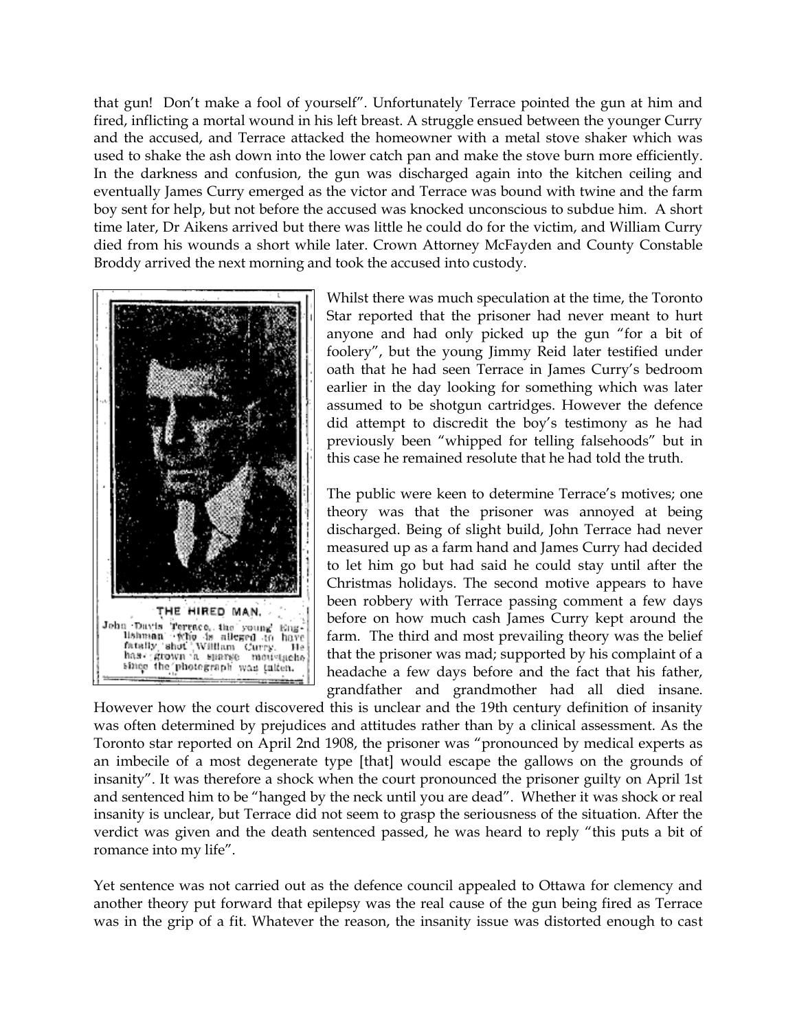that gun! Don't make a fool of yourself". Unfortunately Terrace pointed the gun at him and fired, inflicting a mortal wound in his left breast. A struggle ensued between the younger Curry and the accused, and Terrace attacked the homeowner with a metal stove shaker which was used to shake the ash down into the lower catch pan and make the stove burn more efficiently. In the darkness and confusion, the gun was discharged again into the kitchen ceiling and eventually James Curry emerged as the victor and Terrace was bound with twine and the farm boy sent for help, but not before the accused was knocked unconscious to subdue him. A short time later, Dr Aikens arrived but there was little he could do for the victim, and William Curry died from his wounds a short while later. Crown Attorney McFayden and County Constable Broddy arrived the next morning and took the accused into custody.

THE HIRED MAN.

John Davis Terrace, the young Englishman who is alleged to have fatally shot William Curry. He has grown a sparse moustache since the photograph was taken.

Whilst there was much speculation at the time, the Toronto Star reported that the prisoner had never meant to hurt anyone and had only picked up the gun "for a bit of foolery", but the young Jimmy Reid later testified under oath that he had seen Terrace in James Curry's bedroom earlier in the day looking for something which was later assumed to be shotgun cartridges. However the defence did attempt to discredit the boy's testimony as he had previously been "whipped for telling falsehoods" but in this case he remained resolute that he had told the truth.

The public were keen to determine Terrace's motives; one theory was that the prisoner was annoyed at being discharged. Being of slight build, John Terrace had never measured up as a farm hand and James Curry had decided to let him go but had said he could stay until after the Christmas holidays. The second motive appears to have been robbery with Terrace passing comment a few days before on how much cash James Curry kept around the farm. The third and most prevailing theory was the belief that the prisoner was mad; supported by his complaint of a headache a few days before and the fact that his father, grandfather and grandmother had all died insane. However how the court discovered this is unclear and the 19th century definition of insanity was often determined by prejudices and attitudes rather than by a clinical assessment. As the Toronto star reported on April 2nd 1908, the prisoner was "pronounced by medical experts as an imbecile of a most degenerate type [that] would escape the gallows on the grounds of insanity". It was therefore a shock when the court pronounced the prisoner guilty on April 1st and sentenced him to be "hanged by the neck until you are dead". Whether it was shock or real insanity is unclear, but Terrace did not seem to grasp the seriousness of the situation. After the verdict was given and the death sentenced passed, he was heard to reply "this puts a bit of romance into my life".

Yet sentence was not carried out as the defence council appealed to Ottawa for clemency and another theory put forward that epilepsy was the real cause of the gun being fired as Terrace was in the grip of a fit. Whatever the reason, the insanity issue was distorted enough to cast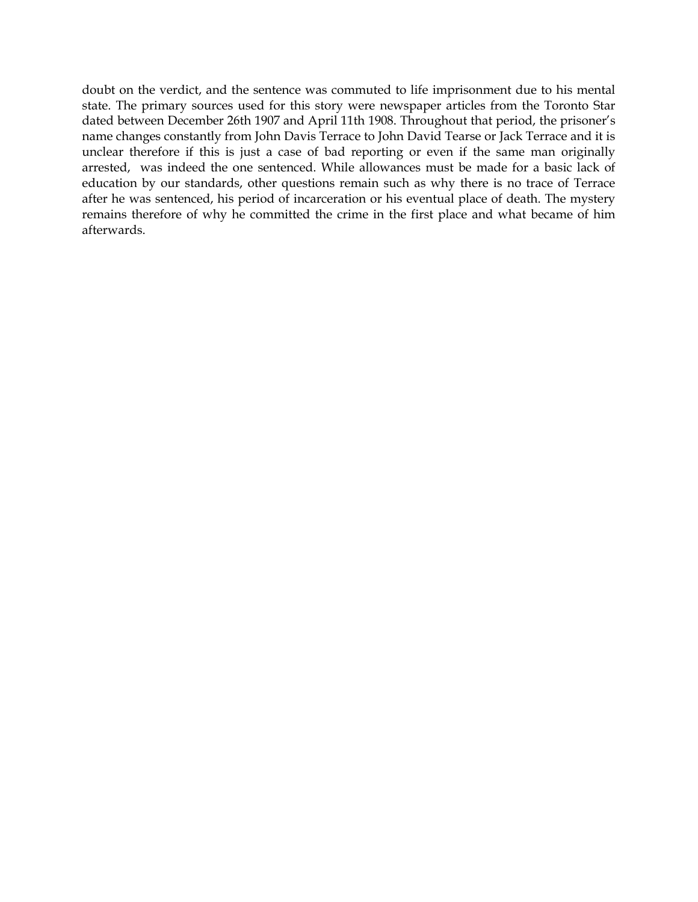doubt on the verdict, and the sentence was commuted to life imprisonment due to his mental state. The primary sources used for this story were newspaper articles from the Toronto Star dated between December 26th 1907 and April 11th 1908. Throughout that period, the prisoner's name changes constantly from John Davis Terrace to John David Tearse or Jack Terrace and it is unclear therefore if this is just a case of bad reporting or even if the same man originally arrested, was indeed the one sentenced. While allowances must be made for a basic lack of education by our standards, other questions remain such as why there is no trace of Terrace after he was sentenced, his period of incarceration or his eventual place of death. The mystery remains therefore of why he committed the crime in the first place and what became of him afterwards.